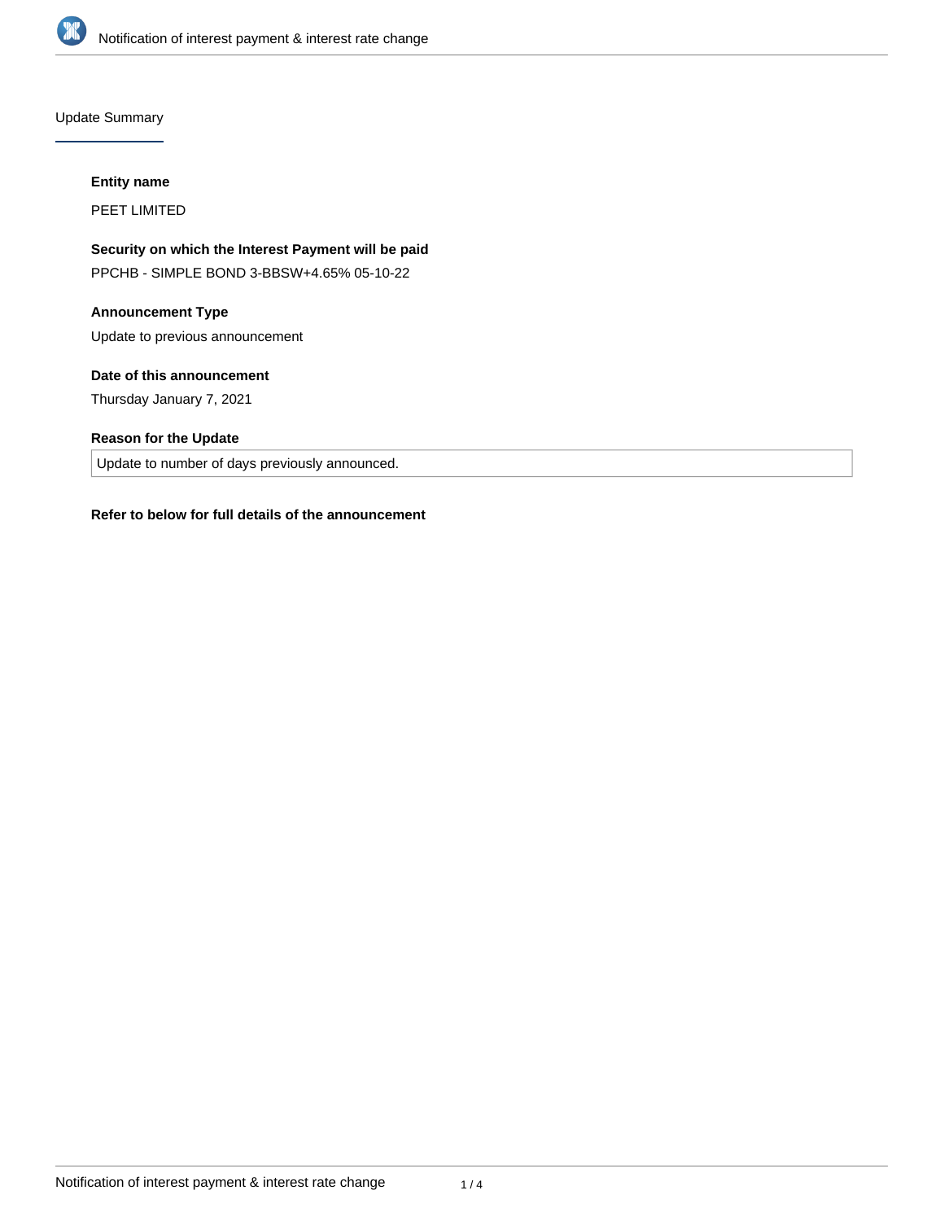## Update Summary

**Entity name**

PEET LIMITED

**Security on which the Interest Payment will be paid**

PPCHB - SIMPLE BOND 3-BBSW+4.65% 05-10-22

**Announcement Type**

Update to previous announcement

**Date of this announcement**

Thursday January 7, 2021

**Reason for the Update**

Update to number of days previously announced.

**Refer to below for full details of the announcement**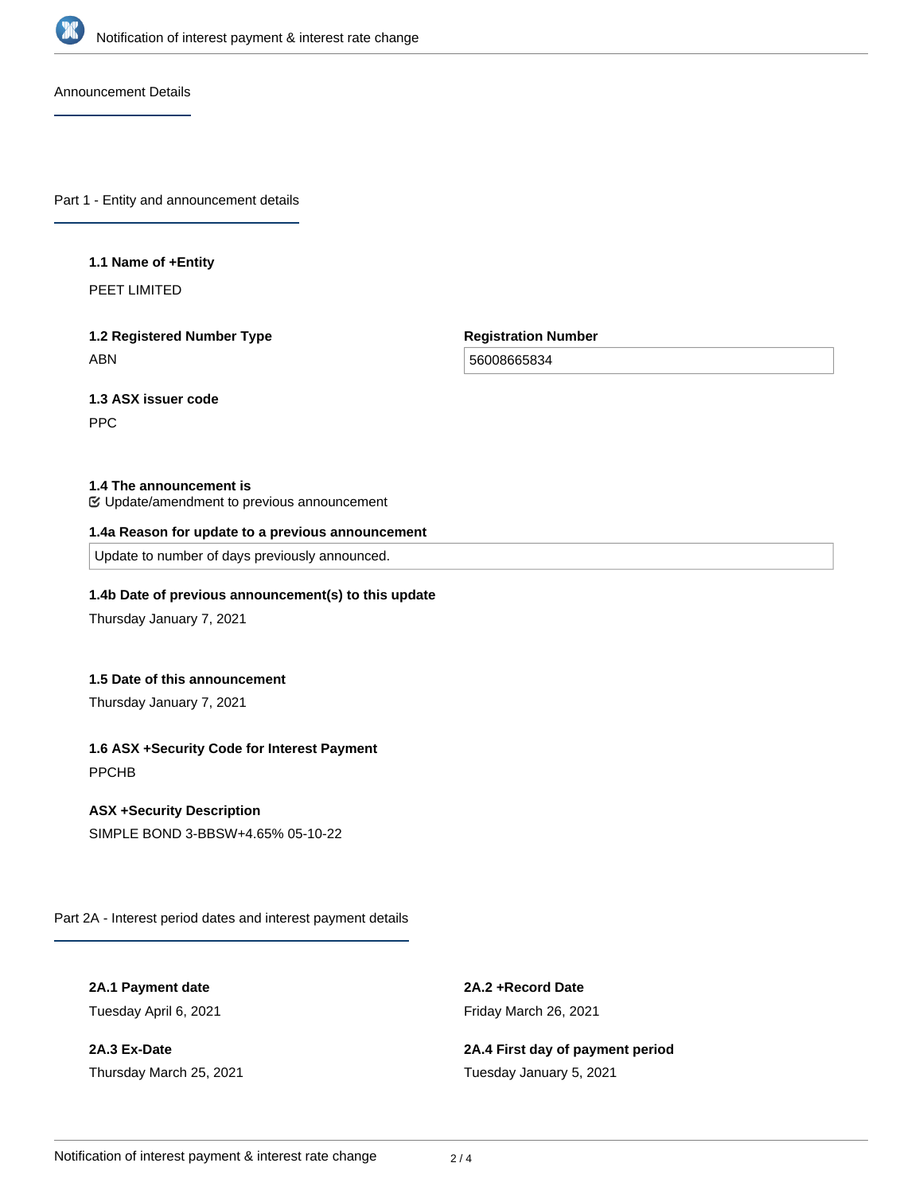## Announcement Details

### Part 1 - Entity and announcement details

**1.1 Name of +Entity**

PEET LIMITED

**1.2 Registered Number Type**

ABN

**Registration Number**

56008665834

**1.3 ASX issuer code**

PPC

**1.4 The announcement is**

Update/amendment to previous announcement

**1.4a Reason for update to a previous announcement**

Update to number of days previously announced.

**1.4b Date of previous announcement(s) to this update**

Thursday January 7, 2021

**1.5 Date of this announcement**

Thursday January 7, 2021

**1.6 ASX +Security Code for Interest Payment**

PPCHB

**ASX +Security Description**

SIMPLE BOND 3-BBSW+4.65% 05-10-22

### Part 2A - Interest period dates and interest payment details

**2A.1 Payment date**

Tuesday April 6, 2021

**2A.2 +Record Date**

Friday March 26, 2021

**2A.3 Ex-Date**

Thursday March 25, 2021

**2A.4 First day of payment period**

Tuesday January 5, 2021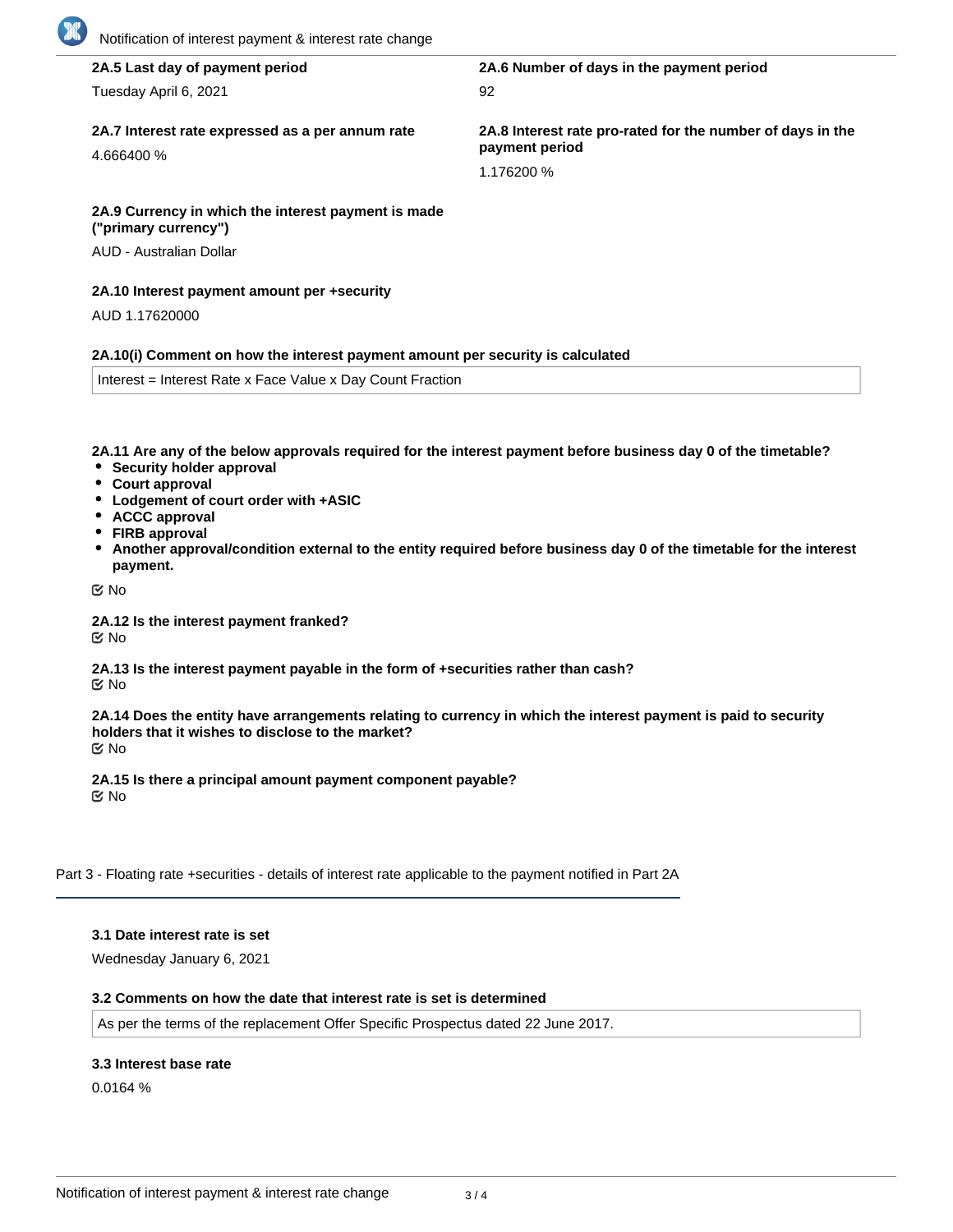**2A.5 Last day of payment period**

Tuesday April 6, 2021

**2A.6 Number of days in the payment period**

92

**2A.7 Interest rate expressed as a per annum rate**

4.666400 %

**2A.8 Interest rate pro-rated for the number of days in the payment period**

1.176200 %

**2A.9 Currency in which the interest payment is made ("primary currency")**

AUD - Australian Dollar

**2A.10 Interest payment amount per +security**

AUD 1.17620000

**2A.10(i) Comment on how the interest payment amount per security is calculated**

Interest = Interest Rate x Face Value x Day Count Fraction

**2A.11 Are any of the below approvals required for the interest payment before business day 0 of the timetable?**

- **Security holder approval**
- **Court approval**
- **Lodgement of court order with +ASIC**
- **ACCC approval**
- **FIRB approval**
- **Another approval/condition external to the entity required before business day 0 of the timetable for the interest payment.**

☑ No

**2A.12 Is the interest payment franked?**

☑ No

**2A.13 Is the interest payment payable in the form of +securities rather than cash?**

☑ No

**2A.14 Does the entity have arrangements relating to currency in which the interest payment is paid to security holders that it wishes to disclose to the market?**

☑ No

**2A.15 Is there a principal amount payment component payable?**

☑ No

## Part 3 - Floating rate +securities - details of interest rate applicable to the payment notified in Part 2A

**3.1 Date interest rate is set**

Wednesday January 6, 2021

**3.2 Comments on how the date that interest rate is set is determined**

As per the terms of the replacement Offer Specific Prospectus dated 22 June 2017.

**3.3 Interest base rate**

0.0164 %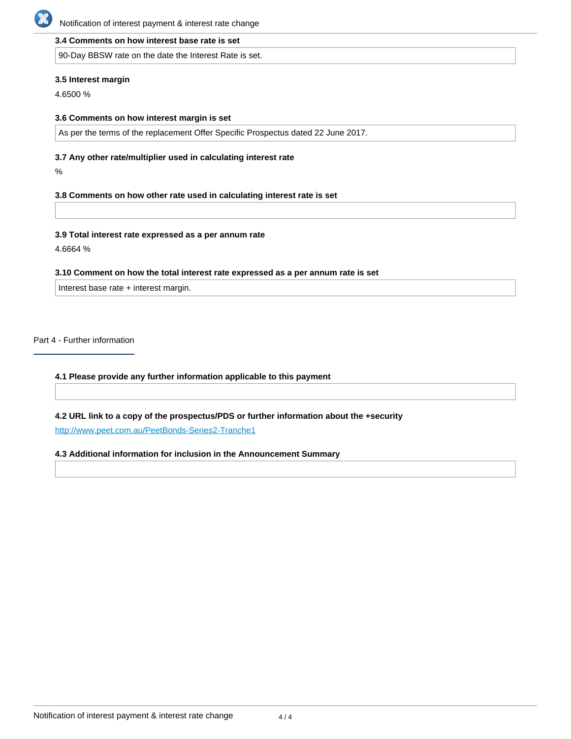### 3.4 Comments on how interest base rate is set

90-Day BBSW rate on the date the Interest Rate is set.

### 3.5 Interest margin

4.6500 %

### 3.6 Comments on how interest margin is set

As per the terms of the replacement Offer Specific Prospectus dated 22 June 2017.

### 3.7 Any other rate/multiplier used in calculating interest rate

%

### 3.8 Comments on how other rate used in calculating interest rate is set

### 3.9 Total interest rate expressed as a per annum rate

4.6664 %

### 3.10 Comment on how the total interest rate expressed as a per annum rate is set

Interest base rate + interest margin.

## Part 4 - Further information

### 4.1 Please provide any further information applicable to this payment

### 4.2 URL link to a copy of the prospectus/PDS or further information about the +security

http://www.peet.com.au/PeetBonds-Series2-Tranche1

### 4.3 Additional information for inclusion in the Announcement Summary